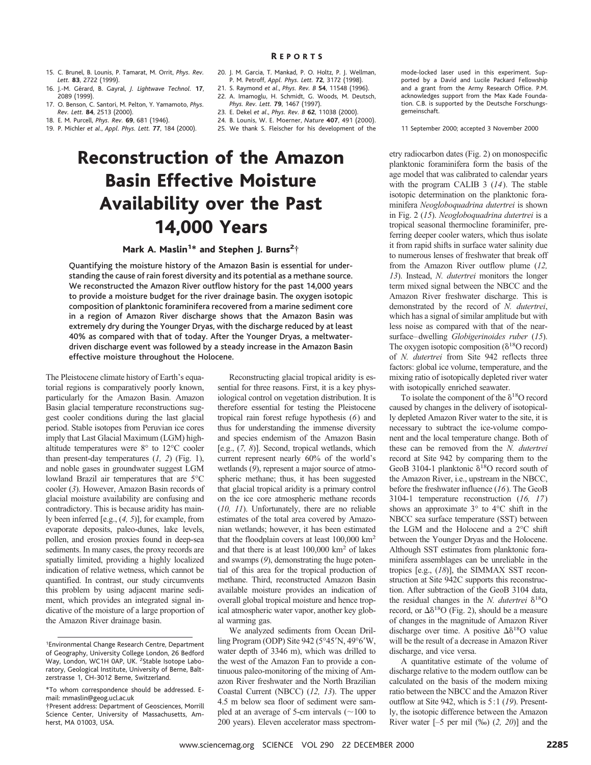15. C. Brunel, B. Lounis, P. Tamarat, M. Orrit, *Phys. Rev. Lett.* **83**, 2722 (1999).
16. J.-M. Gérard, B. Gayral, *J. Lightwave Technol.* **17**, 2089 (1999).
17. O. Benson, C. Santori, M. Pelton, Y. Yamamoto, *Phys. Rev. Lett.* **84**, 2513 (2000).
18. E. M. Purcell, *Phys. Rev.* **69**, 681 (1946).
19. P. Michler *et al.*, *Appl. Phys. Lett.* **77**, 184 (2000).
20. J. M. Garcia, T. Mankad, P. O. Holtz, P. J. Wellman, P. M. Petroff, *Appl. Phys. Lett.* **72**, 3172 (1998).
21. S. Raymond *et al.*, *Phys. Rev. B* **54**, 11548 (1996).
22. A. Imamoglu, H. Schmidt, G. Woods, M. Deutsch, *Phys. Rev. Lett.* **79**, 1467 (1997).
23. E. Dekel *et al.*, *Phys. Rev. B* **62**, 11038 (2000).
24. B. Lounis, W. E. Moerner, *Nature* **407**, 491 (2000).
25. We thank S. Fleischer for his development of the mode-locked laser used in this experiment. Supported by a David and Lucile Packard Fellowship and a grant from the Army Research Office. P.M. acknowledges support from the Max Kade Foundation. C.B. is supported by the Deutsche Forschungsgemeinschaft.

11 September 2000; accepted 3 November 2000

# Reconstruction of the Amazon Basin Effective Moisture Availability over the Past 14,000 Years

**Mark A. Maslin[1]\* and Stephen J. Burns[2]†**

**Quantifying the moisture history of the Amazon Basin is essential for understanding the cause of rain forest diversity and its potential as a methane source. We reconstructed the Amazon River outflow history for the past 14,000 years to provide a moisture budget for the river drainage basin. The oxygen isotopic composition of planktonic foraminifera recovered from a marine sediment core in a region of Amazon River discharge shows that the Amazon Basin was extremely dry during the Younger Dryas, with the discharge reduced by at least 40% as compared with that of today. After the Younger Dryas, a meltwater-driven discharge event was followed by a steady increase in the Amazon Basin effective moisture throughout the Holocene.**

The Pleistocene climate history of Earth's equatorial regions is comparatively poorly known, particularly for the Amazon Basin. Amazon Basin glacial temperature reconstructions suggest cooler conditions during the last glacial period. Stable isotopes from Peruvian ice cores imply that Last Glacial Maximum (LGM) high-altitude temperatures were 8° to 12°C cooler than present-day temperatures (*1, 2*) (Fig. 1), and noble gases in groundwater suggest LGM lowland Brazil air temperatures that are 5°C cooler (*3*). However, Amazon Basin records of glacial moisture availability are confusing and contradictory. This is because aridity has mainly been inferred [e.g., (*4, 5*)], for example, from evaporate deposits, paleo-dunes, lake levels, pollen, and erosion proxies found in deep-sea sediments. In many cases, the proxy records are spatially limited, providing a highly localized indication of relative wetness, which cannot be quantified. In contrast, our study circumvents this problem by using adjacent marine sediment, which provides an integrated signal indicative of the moisture of a large proportion of the Amazon River drainage basin.

Reconstructing glacial tropical aridity is essential for three reasons. First, it is a key physiological control on vegetation distribution. It is therefore essential for testing the Pleistocene tropical rain forest refuge hypothesis (*6*) and thus for understanding the immense diversity and species endemism of the Amazon Basin [e.g., (*7, 8*)]. Second, tropical wetlands, which current represent nearly 60% of the world's wetlands (*9*), represent a major source of atmospheric methane; thus, it has been suggested that glacial tropical aridity is a primary control on the ice core atmospheric methane records (*10, 11*). Unfortunately, there are no reliable estimates of the total area covered by Amazonian wetlands; however, it has been estimated that the floodplain covers at least 100,000 km$^2$ and that there is at least 100,000 km$^2$ of lakes and swamps (*9*), demonstrating the huge potential of this area for the tropical production of methane. Third, reconstructed Amazon Basin available moisture provides an indication of overall global tropical moisture and hence tropical atmospheric water vapor, another key global warming gas.

We analyzed sediments from Ocean Drilling Program (ODP) Site 942 (5°45′N, 49°6′W, water depth of 3346 m), which was drilled to the west of the Amazon Fan to provide a continuous paleo-monitoring of the mixing of Amazon River freshwater and the North Brazilian Coastal Current (NBCC) (*12, 13*). The upper 4.5 m below sea floor of sediment were sampled at an average of 5-cm intervals (~100 to 200 years). Eleven accelerator mass spectrometry radiocarbon dates (Fig. 2) on monospecific planktonic foraminifera form the basis of the age model that was calibrated to calendar years with the program CALIB 3 (*14*). The stable isotopic determination on the planktonic foraminifera *Neogloboquadrina dutertrei* is shown in Fig. 2 (*15*). *Neogloboquadrina dutertrei* is a tropical seasonal thermocline foraminifer, preferring deeper cooler waters, which thus isolate it from rapid shifts in surface water salinity due to numerous lenses of freshwater that break off from the Amazon River outflow plume (*12, 13*). Instead, *N. dutertrei* monitors the longer term mixed signal between the NBCC and the Amazon River freshwater discharge. This is demonstrated by the record of *N. dutertrei*, which has a signal of similar amplitude but with less noise as compared with that of the near-surface–dwelling *Globigerinoides ruber* (*15*). The oxygen isotopic composition ($\delta^{18}$O record) of *N. dutertrei* from Site 942 reflects three factors: global ice volume, temperature, and the mixing ratio of isotopically depleted river water with isotopically enriched seawater.

To isolate the component of the $\delta^{18}$O record caused by changes in the delivery of isotopically depleted Amazon River water to the site, it is necessary to subtract the ice-volume component and the local temperature change. Both of these can be removed from the *N. dutertrei* record at Site 942 by comparing them to the GeoB 3104-1 planktonic $\delta^{18}$O record south of the Amazon River, i.e., upstream in the NBCC, before the freshwater influence (*16*). The GeoB 3104-1 temperature reconstruction (*16, 17*) shows an approximate 3° to 4°C shift in the NBCC sea surface temperature (SST) between the LGM and the Holocene and a 2°C shift between the Younger Dryas and the Holocene. Although SST estimates from planktonic foraminifera assemblages can be unreliable in the tropics [e.g., (*18*)], the SIMMAX SST reconstruction at Site 942C supports this reconstruction. After subtraction of the GeoB 3104 data, the residual changes in the *N. dutertrei* $\delta^{18}$O record, or $\Delta\delta^{18}$O (Fig. 2), should be a measure of changes in the magnitude of Amazon River discharge over time. A positive $\Delta\delta^{18}$O value will be the result of a decrease in Amazon River discharge, and vice versa.

A quantitative estimate of the volume of discharge relative to the modern outflow can be calculated on the basis of the modern mixing ratio between the NBCC and the Amazon River outflow at Site 942, which is 5:1 (*19*). Presently, the isotopic difference between the Amazon River water [–5 per mil (‰)] (*2, 20*) and the

[1]Environmental Change Research Centre, Department of Geography, University College London, 26 Bedford Way, London, WC1H 0AP, UK. [2]Stable Isotope Laboratory, Geological Institute, University of Berne, Baltzerstrasse 1, CH-3012 Berne, Switzerland.

\*To whom correspondence should be addressed. E-mail: mmaslin@geog.ucl.ac.uk

†Present address: Department of Geosciences, Morrill Science Center, University of Massachusetts, Amherst, MA 01003, USA.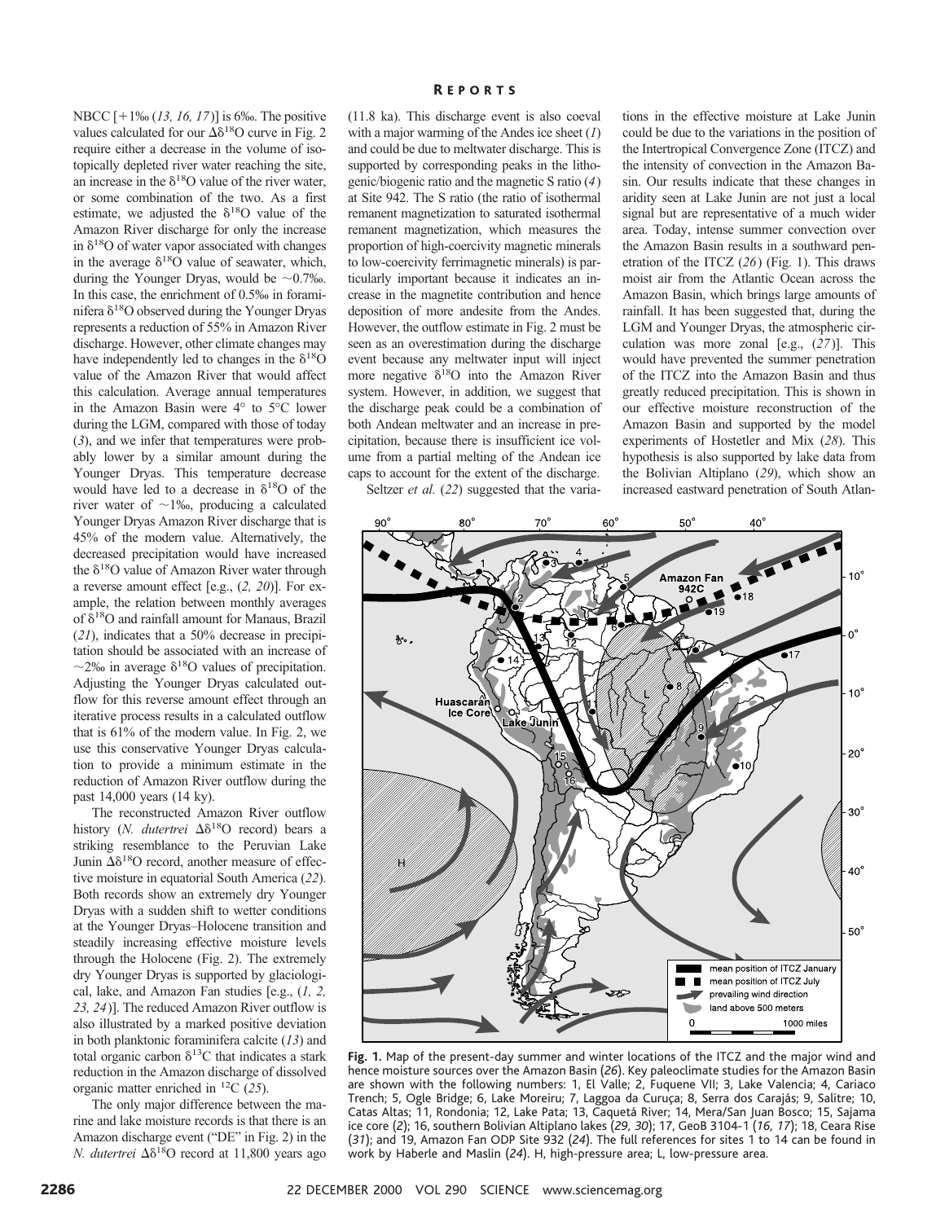NBCC [+1‰ (*13, 16, 17*)] is 6‰. The positive values calculated for our $\Delta\delta^{18}O$ curve in Fig. 2 require either a decrease in the volume of isotopically depleted river water reaching the site, an increase in the $\delta^{18}O$ value of the river water, or some combination of the two. As a first estimate, we adjusted the $\delta^{18}O$ value of the Amazon River discharge for only the increase in $\delta^{18}O$ of water vapor associated with changes in the average $\delta^{18}O$ value of seawater, which, during the Younger Dryas, would be ~0.7‰. In this case, the enrichment of 0.5‰ in foraminifera $\delta^{18}O$ observed during the Younger Dryas represents a reduction of 55% in Amazon River discharge. However, other climate changes may have independently led to changes in the $\delta^{18}O$ value of the Amazon River that would affect this calculation. Average annual temperatures in the Amazon Basin were 4° to 5°C lower during the LGM, compared with those of today (*3*), and we infer that temperatures were probably lower by a similar amount during the Younger Dryas. This temperature decrease would have led to a decrease in $\delta^{18}O$ of the river water of ~1‰, producing a calculated Younger Dryas Amazon River discharge that is 45% of the modern value. Alternatively, the decreased precipitation would have increased the $\delta^{18}O$ value of Amazon River water through a reverse amount effect [e.g., (*2, 20*)]. For example, the relation between monthly averages of $\delta^{18}O$ and rainfall amount for Manaus, Brazil (*21*), indicates that a 50% decrease in precipitation should be associated with an increase of ~2‰ in average $\delta^{18}O$ values of precipitation. Adjusting the Younger Dryas calculated outflow for this reverse amount effect through an iterative process results in a calculated outflow that is 61% of the modern value. In Fig. 2, we use this conservative Younger Dryas calculation to provide a minimum estimate in the reduction of Amazon River outflow during the past 14,000 years (14 ky).

The reconstructed Amazon River outflow history (*N. dutertrei* $\Delta\delta^{18}O$ record) bears a striking resemblance to the Peruvian Lake Junin $\Delta\delta^{18}O$ record, another measure of effective moisture in equatorial South America (*22*). Both records show an extremely dry Younger Dryas with a sudden shift to wetter conditions at the Younger Dryas–Holocene transition and steadily increasing effective moisture levels through the Holocene (Fig. 2). The extremely dry Younger Dryas is supported by glaciological, lake, and Amazon Fan studies [e.g., (*1, 2, 23, 24*)]. The reduced Amazon River outflow is also illustrated by a marked positive deviation in both planktonic foraminifera calcite (*13*) and total organic carbon $\delta^{13}C$ that indicates a stark reduction in the Amazon discharge of dissolved organic matter enriched in $^{12}C$ (*25*).

The only major difference between the marine and lake moisture records is that there is an Amazon discharge event ("DE" in Fig. 2) in the *N. dutertrei* $\Delta\delta^{18}O$ record at 11,800 years ago (11.8 ka). This discharge event is also coeval with a major warming of the Andes ice sheet (*1*) and could be due to meltwater discharge. This is supported by corresponding peaks in the lithogenic/biogenic ratio and the magnetic S ratio (*4*) at Site 942. The S ratio (the ratio of isothermal remanent magnetization to saturated isothermal remanent magnetization, which measures the proportion of high-coercivity magnetic minerals to low-coercivity ferrimagnetic minerals) is particularly important because it indicates an increase in the magnetite contribution and hence deposition of more andesite from the Andes. However, the outflow estimate in Fig. 2 must be seen as an overestimation during the discharge event because any meltwater input will inject more negative $\delta^{18}O$ into the Amazon River system. However, in addition, we suggest that the discharge peak could be a combination of both Andean meltwater and an increase in precipitation, because there is insufficient ice volume from a partial melting of the Andean ice caps to account for the extent of the discharge.

Seltzer *et al.* (*22*) suggested that the variations in the effective moisture at Lake Junin could be due to the variations in the position of the Intertropical Convergence Zone (ITCZ) and the intensity of convection in the Amazon Basin. Our results indicate that these changes in aridity seen at Lake Junin are not just a local signal but are representative of a much wider area. Today, intense summer convection over the Amazon Basin results in a southward penetration of the ITCZ (*26*) (Fig. 1). This draws moist air from the Atlantic Ocean across the Amazon Basin, which brings large amounts of rainfall. It has been suggested that, during the LGM and Younger Dryas, the atmospheric circulation was more zonal [e.g., (*27*)]. This would have prevented the summer penetration of the ITCZ into the Amazon Basin and thus greatly reduced precipitation. This is shown in our effective moisture reconstruction of the Amazon Basin and supported by the model experiments of Hostetler and Mix (*28*). This hypothesis is also supported by lake data from the Bolivian Altiplano (*29*), which show an increased eastward penetration of South Atlan-

**Fig. 1.** Map of the present-day summer and winter locations of the ITCZ and the major wind and hence moisture sources over the Amazon Basin (*26*). Key paleoclimate studies for the Amazon Basin are shown with the following numbers: 1, El Valle; 2, Fuquene VII; 3, Lake Valencia; 4, Cariaco Trench; 5, Ogle Bridge; 6, Lake Moreiru; 7, Laggoa da Curuça; 8, Serra dos Carajás; 9, Salitre; 10, Catas Altas; 11, Rondonia; 12, Lake Pata; 13, Caquetá River; 14, Mera/San Juan Bosco; 15, Sajama ice core (*2*); 16, southern Bolivian Altiplano lakes (*29, 30*); 17, GeoB 3104-1 (*16, 17*); 18, Ceara Rise (*31*); and 19, Amazon Fan ODP Site 932 (*24*). The full references for sites 1 to 14 can be found in work by Haberle and Maslin (*24*). H, high-pressure area; L, low-pressure area.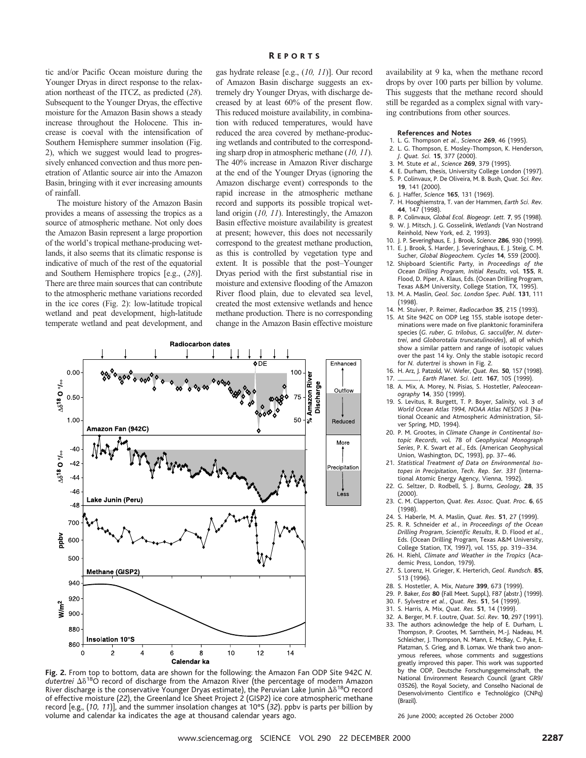tic and/or Pacific Ocean moisture during the Younger Dryas in direct response to the relaxation northeast of the ITCZ, as predicted (*28*). Subsequent to the Younger Dryas, the effective moisture for the Amazon Basin shows a steady increase throughout the Holocene. This increase is coeval with the intensification of Southern Hemisphere summer insolation (Fig. 2), which we suggest would lead to progressively enhanced convection and thus more penetration of Atlantic source air into the Amazon Basin, bringing with it ever increasing amounts of rainfall.

The moisture history of the Amazon Basin provides a means of assessing the tropics as a source of atmospheric methane. Not only does the Amazon Basin represent a large proportion of the world's tropical methane-producing wetlands, it also seems that its climatic response is indicative of much of the rest of the equatorial and Southern Hemisphere tropics [e.g., (*28*)]. There are three main sources that can contribute to the atmospheric methane variations recorded in the ice cores (Fig. 2): low-latitude tropical wetland and peat development, high-latitude temperate wetland and peat development, and gas hydrate release [e.g., (*10, 11*)]. Our record of Amazon Basin discharge suggests an extremely dry Younger Dryas, with discharge decreased by at least 60% of the present flow. This reduced moisture availability, in combination with reduced temperatures, would have reduced the area covered by methane-producing wetlands and contributed to the corresponding sharp drop in atmospheric methane (*10, 11*). The 40% increase in Amazon River discharge at the end of the Younger Dryas (ignoring the Amazon discharge event) corresponds to the rapid increase in the atmospheric methane record and supports its possible tropical wetland origin (*10, 11*). Interestingly, the Amazon Basin effective moisture availability is greatest at present; however, this does not necessarily correspond to the greatest methane production, as this is controlled by vegetation type and extent. It is possible that the post–Younger Dryas period with the first substantial rise in moisture and extensive flooding of the Amazon River flood plain, due to elevated sea level, created the most extensive wetlands and hence methane production. There is no corresponding change in the Amazon Basin effective moisture availability at 9 ka, when the methane record drops by over 100 parts per billion by volume. This suggests that the methane record should still be regarded as a complex signal with varying contributions from other sources.

Radiocarbon dates

DE

Amazon Fan (942C)

$\Delta\delta^{18}O$ ‰

0.00
0.50
1.00

% Amazon River Discharge

100
75
50

Enhanced
Outflow
Reduced

Lake Junin (Peru)

$\Delta\delta^{18}O$ ‰

-40
-42
-44
-46
-48

More
Precipitation
Less

Methane (GISP2)

ppbv

700
600
500

Insolation 10°S

W/m$^2$

940
920
900
880
860

0 2 4 6 8 10 12 14

Calendar ka

**Fig. 2.** From top to bottom, data are shown for the following: the Amazon Fan ODP Site 942C *N. dutertrei* $\Delta\delta^{18}O$ record of discharge from the Amazon River (the percentage of modern Amazon River discharge is the conservative Younger Dryas estimate), the Peruvian Lake Junin $\Delta\delta^{18}O$ record of effective moisture (*22*), the Greenland Ice Sheet Project 2 (GISP2) ice core atmospheric methane record [e.g., (*10, 11*)], and the summer insolation changes at 10°S (*32*). ppbv is parts per billion by volume and calendar ka indicates the age at thousand calendar years ago.

#### References and Notes

1. L. G. Thompson *et al.*, *Science* **269**, 46 (1995).
2. L. G. Thompson, E. Mosley-Thompson, K. Henderson, *J. Quat. Sci.* **15**, 377 (2000).
3. M. Stute *et al.*, *Science* **269**, 379 (1995).
4. E. Durham, thesis, University College London (1997).
5. P. Colinvaux, P. De Oliveira, M. B. Bush, *Quat. Sci. Rev.* **19**, 141 (2000).
6. J. Haffer, *Science* **165**, 131 (1969).
7. H. Hooghiemstra, T. van der Hammen, *Earth Sci. Rev.* **44**, 147 (1998).
8. P. Colinvaux, *Global Ecol. Biogeogr. Lett.* **7**, 95 (1998).
9. W. J. Mitsch, J. G. Gosselink, *Wetlands* (Van Nostrand Reinhold, New York, ed. 2, 1993).
10. J. P. Severinghaus, E. J. Brook, *Science* **286**, 930 (1999).
11. E. J. Brook, S. Harder, J. Severinghaus, E. J. Steig, C. M. Sucher, *Global Biogeochem. Cycles* **14**, 559 (2000).
12. Shipboard Scientific Party, in *Proceedings of the Ocean Drilling Program, Initial Results*, vol. **155**, R. Flood, D. Piper, A. Klaus, Eds. (Ocean Drilling Program, Texas A&M University, College Station, TX, 1995).
13. M. A. Maslin, *Geol. Soc. London Spec. Publ.* **131**, 111 (1998).
14. M. Stuiver, P. Reimer, *Radiocarbon* **35**, 215 (1993).
15. At Site 942C on ODP Leg 155, stable isotope determinations were made on five planktonic foraminifera species (*G. ruber*, *G. trilobus*, *G. sacculifer*, *N. dutertrei*, and *Globorotalia truncatulinoides*), all of which show a similar pattern and range of isotopic values over the past 14 ky. Only the stable isotopic record for *N. dutertrei* is shown in Fig. 2.
16. H. Arz, J. Patzold, G. Wefer, *Quat. Res.* **50**, 157 (1998).
17. ———, *Earth Planet. Sci. Lett.* **167**, 105 (1999).
18. A. Mix, A. Morey, N. Pisias, S. Hostetler, *Paleoceanography* **14**, 350 (1999).
19. S. Levitus, R. Burgett, T. P. Boyer, *Salinity*, vol. 3 of *World Ocean Atlas 1994, NOAA Atlas NESDIS 3* (National Oceanic and Atmospheric Administration, Silver Spring, MD, 1994).
20. P. M. Grootes, in *Climate Change in Continental Isotopic Records*, vol. 78 of *Geophysical Monograph Series*, P. K. Swart *et al.*, Eds. (American Geophysical Union, Washington, DC, 1993), pp. 37–46.
21. *Statistical Treatment of Data on Environmental Isotopes in Precipitation*, *Tech. Rep. Ser. 331* (International Atomic Energy Agency, Vienna, 1992).
22. G. Seltzer, D. Rodbell, S. J. Burns, *Geology*, **28**, 35 (2000).
23. C. M. Clapperton, *Quat. Res. Assoc. Quat. Proc.* **6**, 65 (1998).
24. S. Haberle, M. A. Maslin, *Quat. Res.* **51**, 27 (1999).
25. R. R. Schneider *et al.*, in *Proceedings of the Ocean Drilling Program*, *Scientific Results*, R. D. Flood *et al.*, Eds. (Ocean Drilling Program, Texas A&M University, College Station, TX, 1997), vol. 155, pp. 319–334.
26. H. Riehl, *Climate and Weather in the Tropics* (Academic Press, London, 1979).
27. S. Lorenz, H. Grieger, K. Herterich, *Geol. Rundsch.* **85**, 513 (1996).
28. S. Hostetler, A. Mix, *Nature* **399**, 673 (1999).
29. P. Baker, *Eos* **80** (Fall Meet. Suppl.), F87 (abstr.) (1999).
30. F. Sylvestre *et al.*, *Quat. Res.* **51**, 54 (1999).
31. S. Harris, A. Mix, *Quat. Res.* **51**, 14 (1999).
32. A. Berger, M. F. Loutre, *Quat. Sci. Rev.* **10**, 297 (1991).
33. The authors acknowledge the help of E. Durham, L. Thompson, P. Grootes, M. Sarnthein, M.-J. Nadeau, M. Schleicher, J. Thompson, N. Mann, E. McBay, C. Pyke, E. Platzman, S. Grieg, and B. Lomax. We thank two anonymous referees, whose comments and suggestions greatly improved this paper. This work was supported by the ODP, Deutsche Forschungsgemeinschaft, the National Environment Research Council (grant GR9/03526), the Royal Society, and Conselho Nacional de Desenvolvimento Científico e Tecnológico (CNPq) (Brazil).

26 June 2000; accepted 26 October 2000